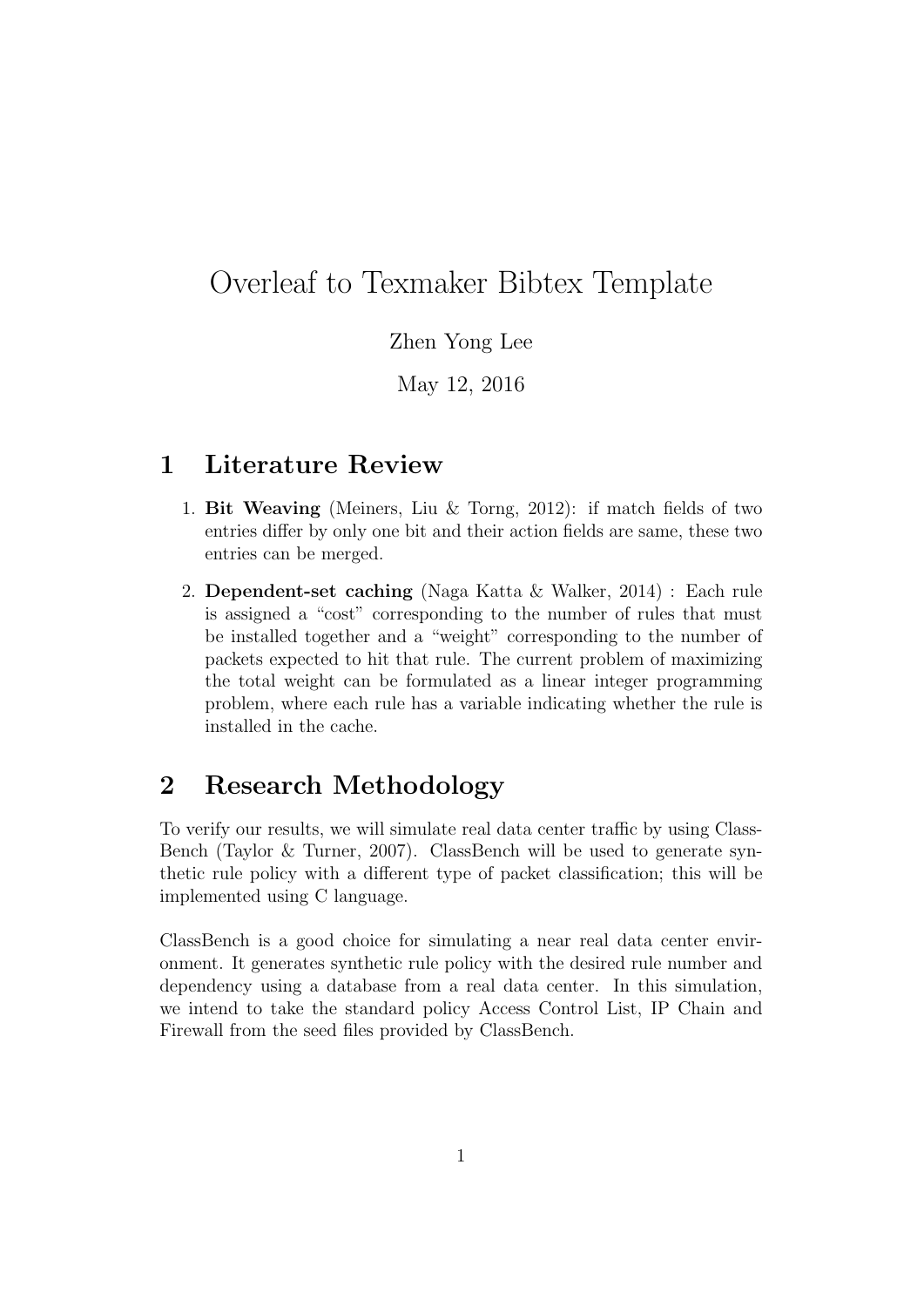# Overleaf to Texmaker Bibtex Template

Zhen Yong Lee

May 12, 2016

## 1 Literature Review

1. **Bit Weaving** (Meiners, Liu & Torng, 2012): if match fields of two entries differ by only one bit and their action fields are same, these two entries can be merged.

2. **Dependent-set caching** (Naga Katta & Walker, 2014) : Each rule is assigned a "cost" corresponding to the number of rules that must be installed together and a "weight" corresponding to the number of packets expected to hit that rule. The current problem of maximizing the total weight can be formulated as a linear integer programming problem, where each rule has a variable indicating whether the rule is installed in the cache.

## 2 Research Methodology

To verify our results, we will simulate real data center traffic by using ClassBench (Taylor & Turner, 2007). ClassBench will be used to generate synthetic rule policy with a different type of packet classification; this will be implemented using C language.

ClassBench is a good choice for simulating a near real data center environment. It generates synthetic rule policy with the desired rule number and dependency using a database from a real data center. In this simulation, we intend to take the standard policy Access Control List, IP Chain and Firewall from the seed files provided by ClassBench.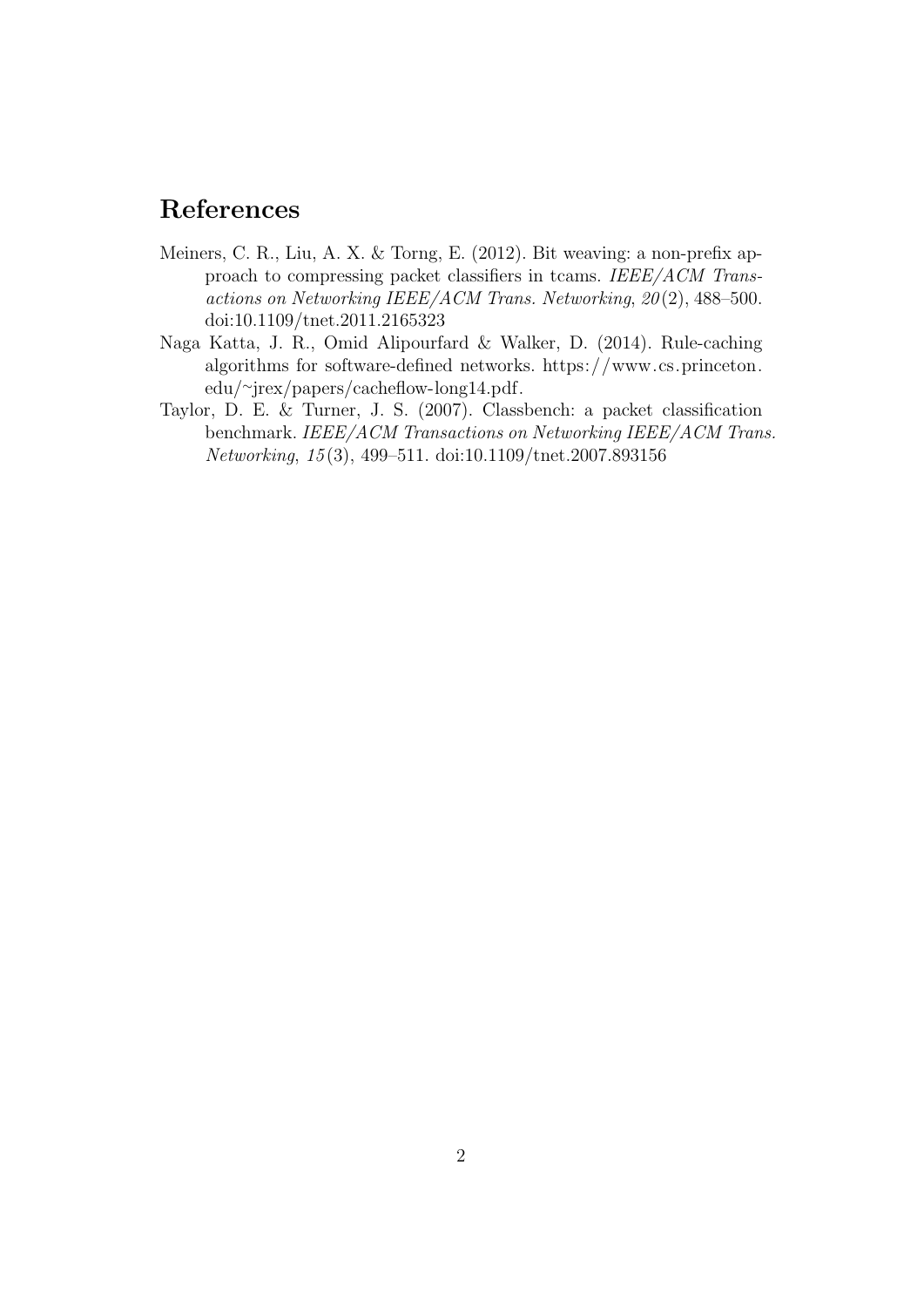## References

Meiners, C. R., Liu, A. X. & Torng, E. (2012). Bit weaving: a non-prefix approach to compressing packet classifiers in tcams. *IEEE/ACM Transactions on Networking IEEE/ACM Trans. Networking*, *20*(2), 488–500. doi:10.1109/tnet.2011.2165323

Naga Katta, J. R., Omid Alipourfard & Walker, D. (2014). Rule-caching algorithms for software-defined networks. https://www.cs.princeton.edu/~jrex/papers/cacheflow-long14.pdf.

Taylor, D. E. & Turner, J. S. (2007). Classbench: a packet classification benchmark. *IEEE/ACM Transactions on Networking IEEE/ACM Trans. Networking*, *15*(3), 499–511. doi:10.1109/tnet.2007.893156